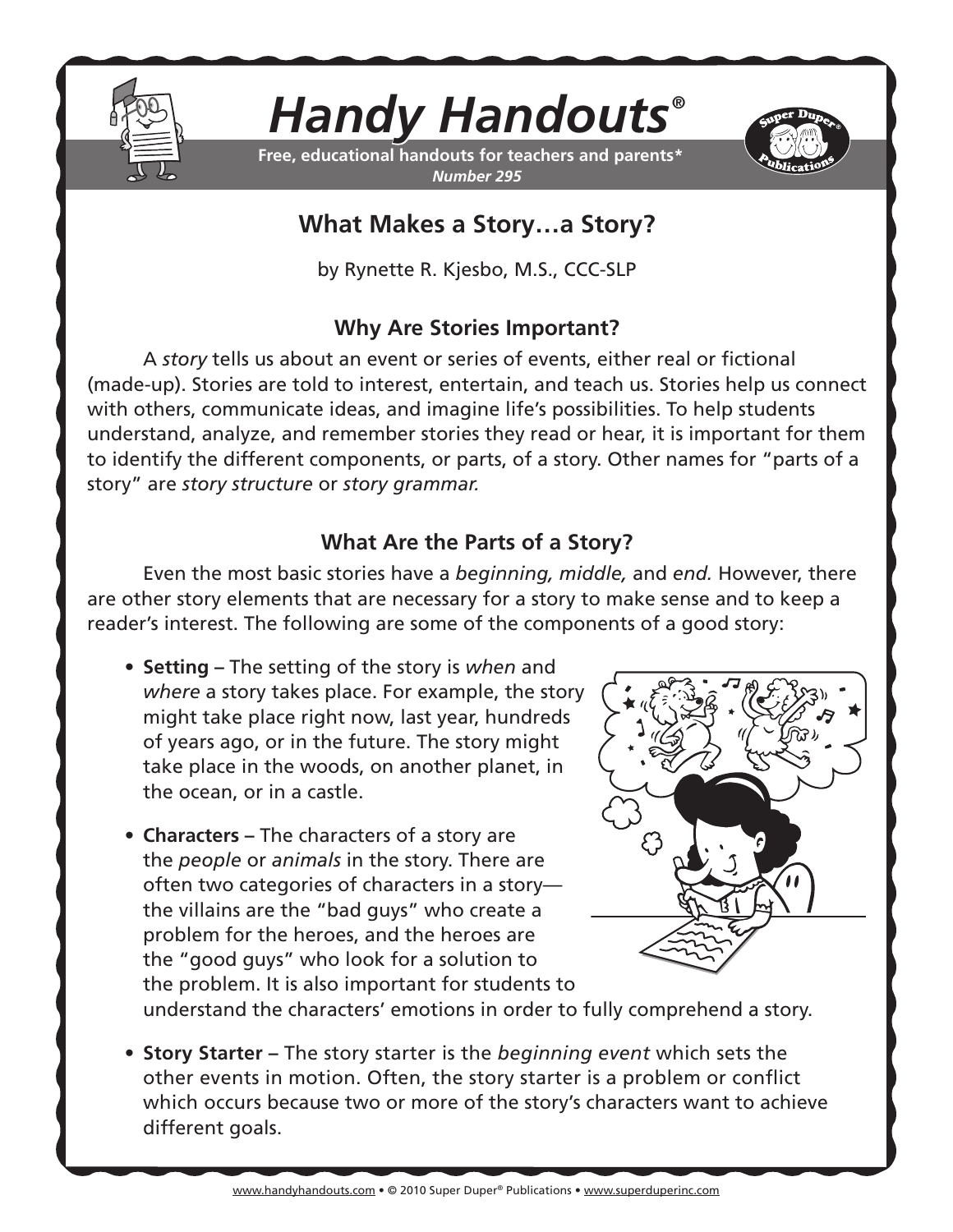# Handy Handouts®

**Free, educational handouts for teachers and parents***
***Number 295***

## What Makes a Story…a Story?

by Rynette R. Kjesbo, M.S., CCC-SLP

### Why Are Stories Important?

A *story* tells us about an event or series of events, either real or fictional (made-up). Stories are told to interest, entertain, and teach us. Stories help us connect with others, communicate ideas, and imagine life's possibilities. To help students understand, analyze, and remember stories they read or hear, it is important for them to identify the different components, or parts, of a story. Other names for "parts of a story" are *story structure* or *story grammar.*

### What Are the Parts of a Story?

Even the most basic stories have a *beginning, middle,* and *end.* However, there are other story elements that are necessary for a story to make sense and to keep a reader's interest. The following are some of the components of a good story:

- **Setting –** The setting of the story is *when* and *where* a story takes place. For example, the story might take place right now, last year, hundreds of years ago, or in the future. The story might take place in the woods, on another planet, in the ocean, or in a castle.
- **Characters –** The characters of a story are the *people* or *animals* in the story. There are often two categories of characters in a story—the villains are the "bad guys" who create a problem for the heroes, and the heroes are the "good guys" who look for a solution to the problem. It is also important for students to understand the characters' emotions in order to fully comprehend a story.
- **Story Starter –** The story starter is the *beginning event* which sets the other events in motion. Often, the story starter is a problem or conflict which occurs because two or more of the story's characters want to achieve different goals.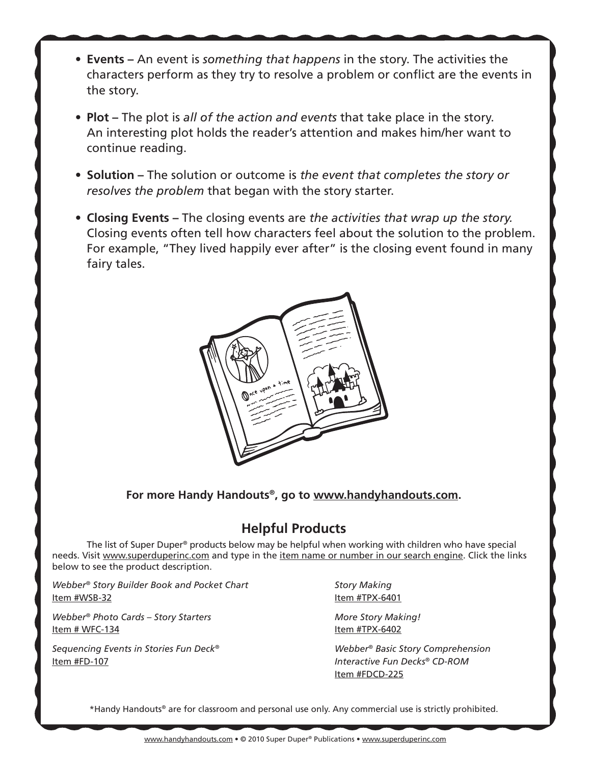- **Events –** An event is *something that happens* in the story. The activities the characters perform as they try to resolve a problem or conflict are the events in the story.

- **Plot –** The plot is *all of the action and events* that take place in the story. An interesting plot holds the reader's attention and makes him/her want to continue reading.

- **Solution –** The solution or outcome is *the event that completes the story or resolves the problem* that began with the story starter.

- **Closing Events –** The closing events are *the activities that wrap up the story.* Closing events often tell how characters feel about the solution to the problem. For example, "They lived happily ever after" is the closing event found in many fairy tales.

**For more Handy Handouts®, go to www.handyhandouts.com.**

## Helpful Products

The list of Super Duper® products below may be helpful when working with children who have special needs. Visit www.superduperinc.com and type in the item name or number in our search engine. Click the links below to see the product description.

*Webber® Story Builder Book and Pocket Chart*
Item #WSB-32

*Webber® Photo Cards – Story Starters*
Item # WFC-134

*Sequencing Events in Stories Fun Deck®*
Item #FD-107

*Story Making*
Item #TPX-6401

*More Story Making!*
Item #TPX-6402

*Webber® Basic Story Comprehension Interactive Fun Decks® CD-ROM*
Item #FDCD-225

*Handy Handouts® are for classroom and personal use only. Any commercial use is strictly prohibited.

www.handyhandouts.com • © 2010 Super Duper® Publications • www.superduperinc.com